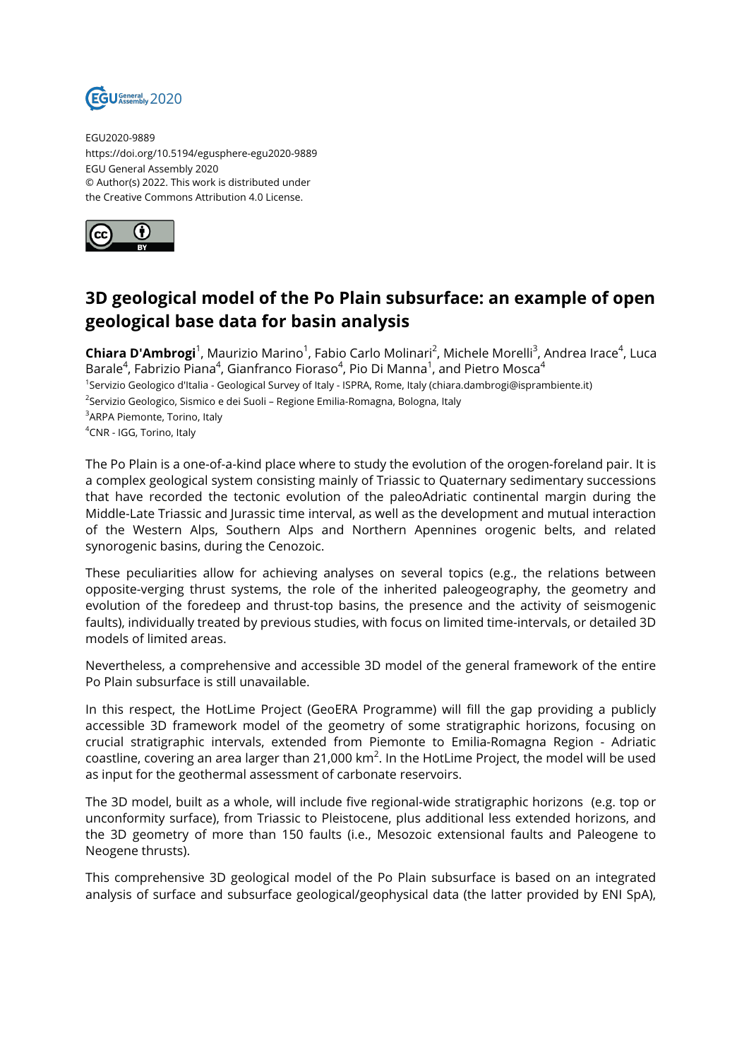EGU2020-9889
https://doi.org/10.5194/egusphere-egu2020-9889
EGU General Assembly 2020
© Author(s) 2022. This work is distributed under
the Creative Commons Attribution 4.0 License.

# 3D geological model of the Po Plain subsurface: an example of open geological base data for basin analysis

**Chiara D'Ambrogi**[1], Maurizio Marino[1], Fabio Carlo Molinari[2], Michele Morelli[3], Andrea Irace[4], Luca Barale[4], Fabrizio Piana[4], Gianfranco Fioraso[4], Pio Di Manna[1], and Pietro Mosca[4]

[1]Servizio Geologico d'Italia - Geological Survey of Italy - ISPRA, Rome, Italy (chiara.dambrogi@isprambiente.it)
[2]Servizio Geologico, Sismico e dei Suoli – Regione Emilia-Romagna, Bologna, Italy
[3]ARPA Piemonte, Torino, Italy
[4]CNR - IGG, Torino, Italy

The Po Plain is a one-of-a-kind place where to study the evolution of the orogen-foreland pair. It is a complex geological system consisting mainly of Triassic to Quaternary sedimentary successions that have recorded the tectonic evolution of the paleoAdriatic continental margin during the Middle-Late Triassic and Jurassic time interval, as well as the development and mutual interaction of the Western Alps, Southern Alps and Northern Apennines orogenic belts, and related synorogenic basins, during the Cenozoic.

These peculiarities allow for achieving analyses on several topics (e.g., the relations between opposite-verging thrust systems, the role of the inherited paleogeography, the geometry and evolution of the foredeep and thrust-top basins, the presence and the activity of seismogenic faults), individually treated by previous studies, with focus on limited time-intervals, or detailed 3D models of limited areas.

Nevertheless, a comprehensive and accessible 3D model of the general framework of the entire Po Plain subsurface is still unavailable.

In this respect, the HotLime Project (GeoERA Programme) will fill the gap providing a publicly accessible 3D framework model of the geometry of some stratigraphic horizons, focusing on crucial stratigraphic intervals, extended from Piemonte to Emilia-Romagna Region - Adriatic coastline, covering an area larger than 21,000 km$^2$. In the HotLime Project, the model will be used as input for the geothermal assessment of carbonate reservoirs.

The 3D model, built as a whole, will include five regional-wide stratigraphic horizons (e.g. top or unconformity surface), from Triassic to Pleistocene, plus additional less extended horizons, and the 3D geometry of more than 150 faults (i.e., Mesozoic extensional faults and Paleogene to Neogene thrusts).

This comprehensive 3D geological model of the Po Plain subsurface is based on an integrated analysis of surface and subsurface geological/geophysical data (the latter provided by ENI SpA),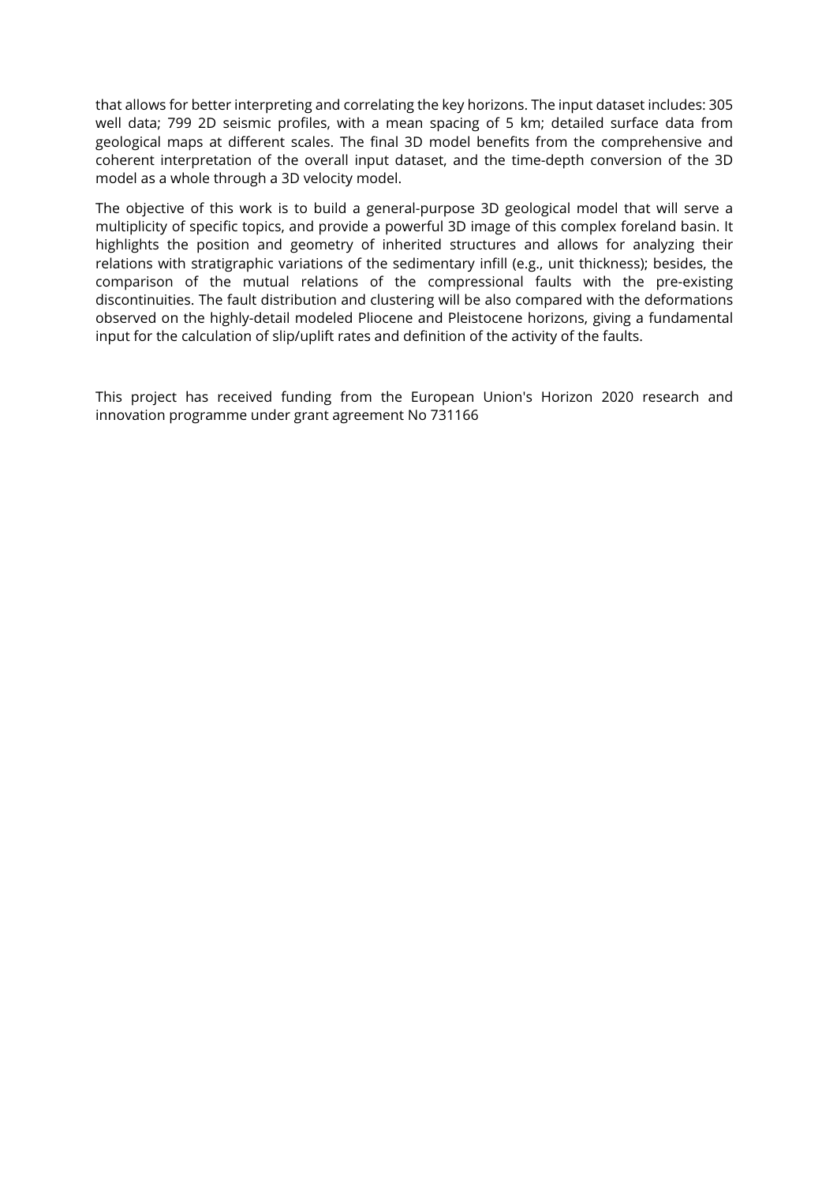that allows for better interpreting and correlating the key horizons. The input dataset includes: 305 well data; 799 2D seismic profiles, with a mean spacing of 5 km; detailed surface data from geological maps at different scales. The final 3D model benefits from the comprehensive and coherent interpretation of the overall input dataset, and the time-depth conversion of the 3D model as a whole through a 3D velocity model.

The objective of this work is to build a general-purpose 3D geological model that will serve a multiplicity of specific topics, and provide a powerful 3D image of this complex foreland basin. It highlights the position and geometry of inherited structures and allows for analyzing their relations with stratigraphic variations of the sedimentary infill (e.g., unit thickness); besides, the comparison of the mutual relations of the compressional faults with the pre-existing discontinuities. The fault distribution and clustering will be also compared with the deformations observed on the highly-detail modeled Pliocene and Pleistocene horizons, giving a fundamental input for the calculation of slip/uplift rates and definition of the activity of the faults.

This project has received funding from the European Union's Horizon 2020 research and innovation programme under grant agreement No 731166